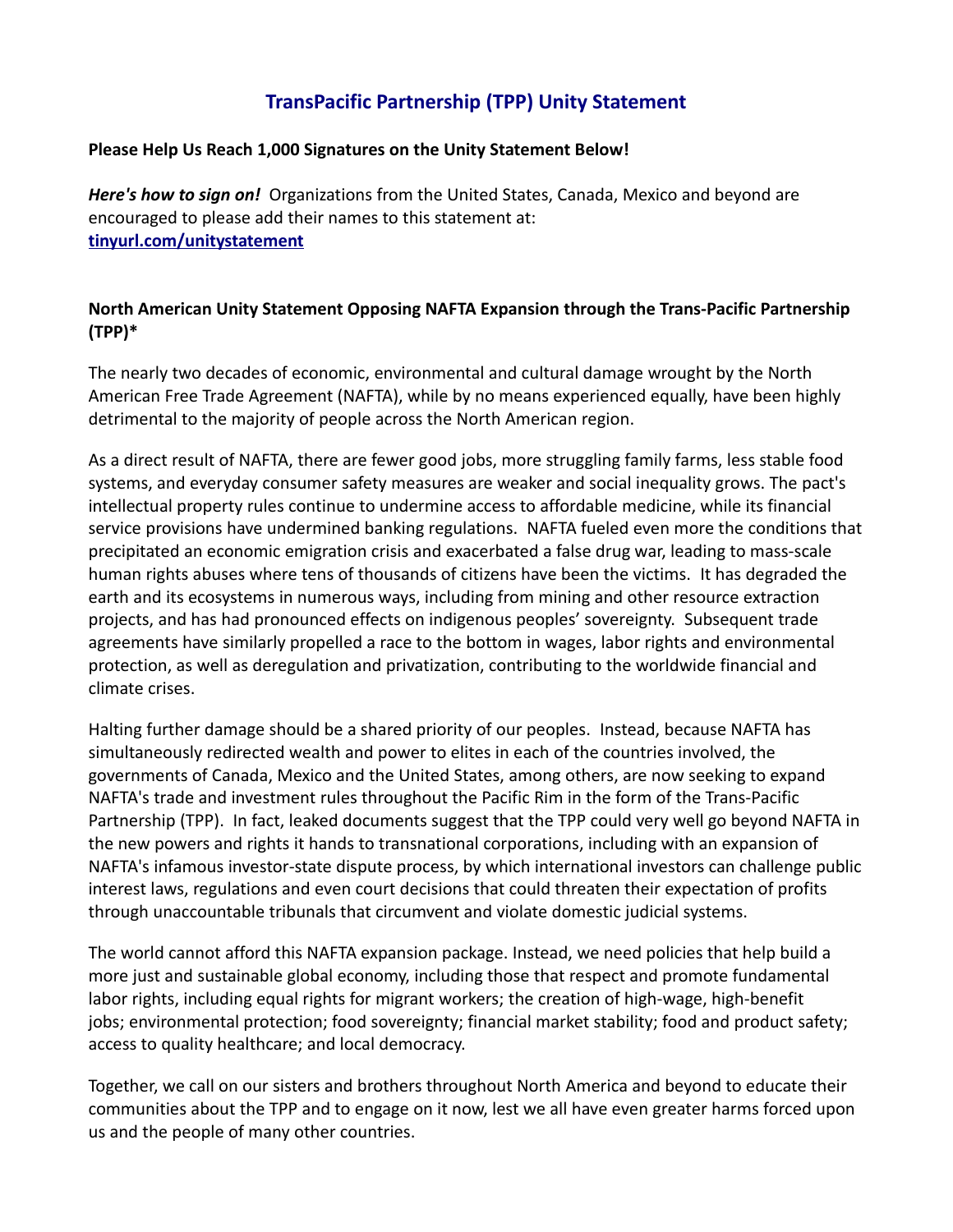# TransPacific Partnership (TPP) Unity Statement

**Please Help Us Reach 1,000 Signatures on the Unity Statement Below!**

***Here's how to sign on!*** Organizations from the United States, Canada, Mexico and beyond are encouraged to please add their names to this statement at: **[tinyurl.com/unitystatement](tinyurl.com/unitystatement)**

## North American Unity Statement Opposing NAFTA Expansion through the Trans-Pacific Partnership (TPP)*

The nearly two decades of economic, environmental and cultural damage wrought by the North American Free Trade Agreement (NAFTA), while by no means experienced equally, have been highly detrimental to the majority of people across the North American region.

As a direct result of NAFTA, there are fewer good jobs, more struggling family farms, less stable food systems, and everyday consumer safety measures are weaker and social inequality grows. The pact's intellectual property rules continue to undermine access to affordable medicine, while its financial service provisions have undermined banking regulations. NAFTA fueled even more the conditions that precipitated an economic emigration crisis and exacerbated a false drug war, leading to mass-scale human rights abuses where tens of thousands of citizens have been the victims. It has degraded the earth and its ecosystems in numerous ways, including from mining and other resource extraction projects, and has had pronounced effects on indigenous peoples' sovereignty. Subsequent trade agreements have similarly propelled a race to the bottom in wages, labor rights and environmental protection, as well as deregulation and privatization, contributing to the worldwide financial and climate crises.

Halting further damage should be a shared priority of our peoples. Instead, because NAFTA has simultaneously redirected wealth and power to elites in each of the countries involved, the governments of Canada, Mexico and the United States, among others, are now seeking to expand NAFTA's trade and investment rules throughout the Pacific Rim in the form of the Trans-Pacific Partnership (TPP). In fact, leaked documents suggest that the TPP could very well go beyond NAFTA in the new powers and rights it hands to transnational corporations, including with an expansion of NAFTA's infamous investor-state dispute process, by which international investors can challenge public interest laws, regulations and even court decisions that could threaten their expectation of profits through unaccountable tribunals that circumvent and violate domestic judicial systems.

The world cannot afford this NAFTA expansion package. Instead, we need policies that help build a more just and sustainable global economy, including those that respect and promote fundamental labor rights, including equal rights for migrant workers; the creation of high-wage, high-benefit jobs; environmental protection; food sovereignty; financial market stability; food and product safety; access to quality healthcare; and local democracy.

Together, we call on our sisters and brothers throughout North America and beyond to educate their communities about the TPP and to engage on it now, lest we all have even greater harms forced upon us and the people of many other countries.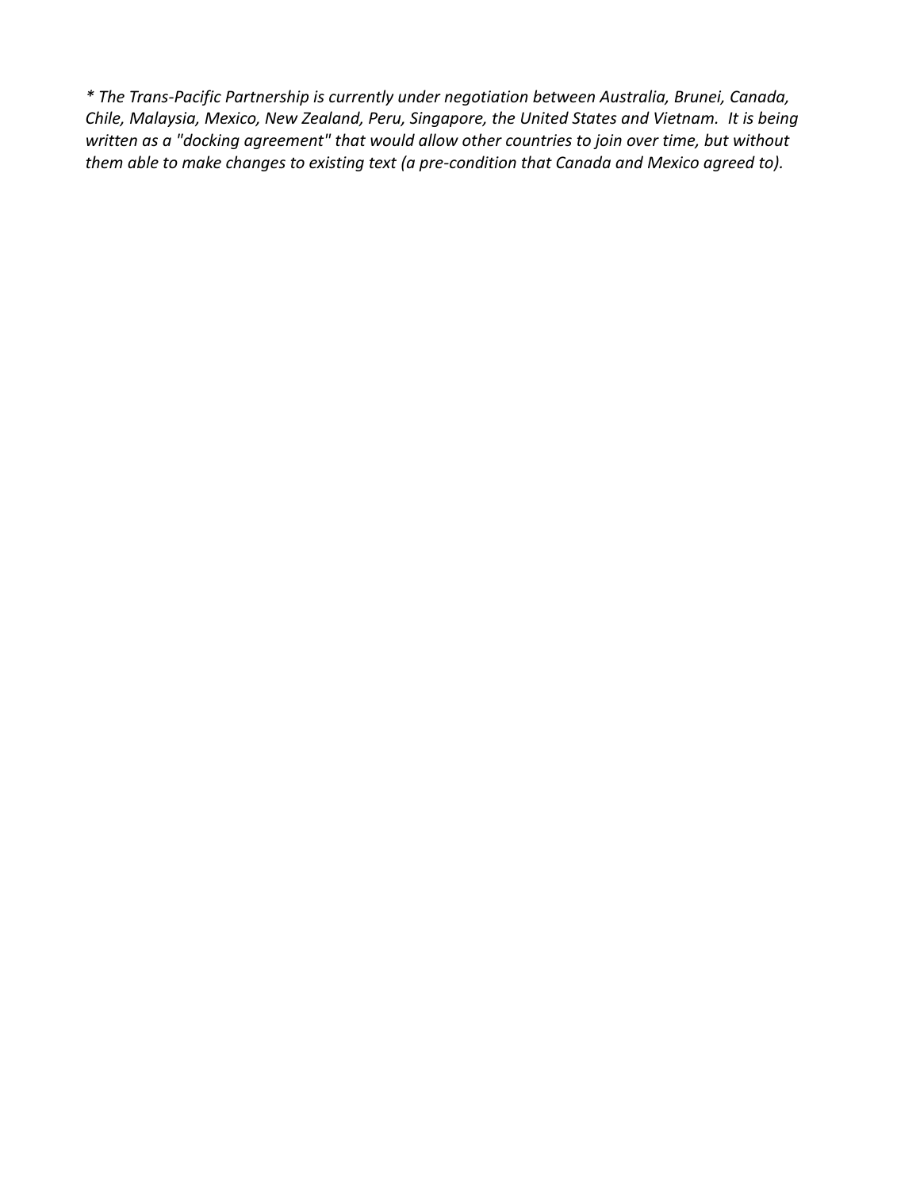*\* The Trans-Pacific Partnership is currently under negotiation between Australia, Brunei, Canada, Chile, Malaysia, Mexico, New Zealand, Peru, Singapore, the United States and Vietnam. It is being written as a "docking agreement" that would allow other countries to join over time, but without them able to make changes to existing text (a pre-condition that Canada and Mexico agreed to).*